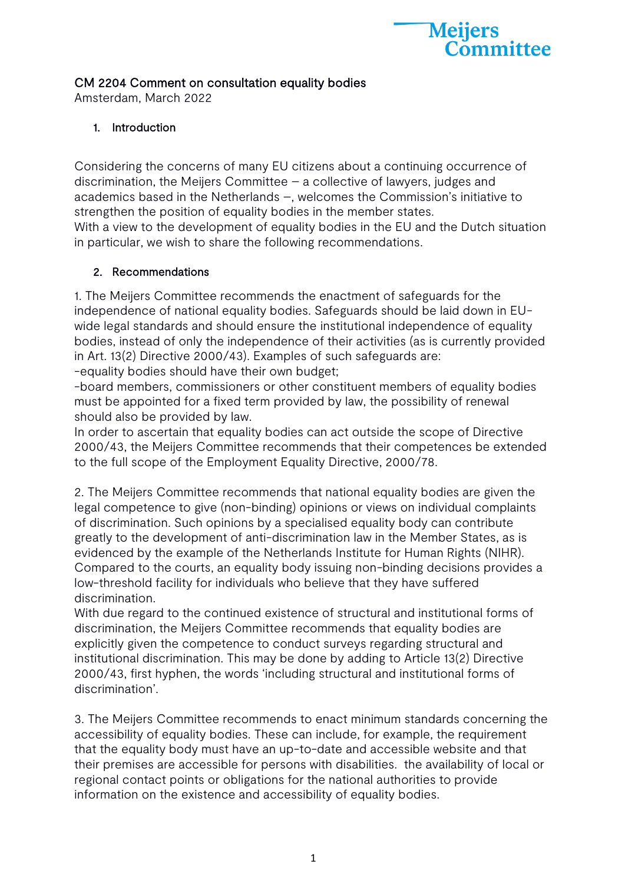CM 2204 Comment on consultation equality bodies
Amsterdam, March 2022

## 1. Introduction

Considering the concerns of many EU citizens about a continuing occurrence of discrimination, the Meijers Committee – a collective of lawyers, judges and academics based in the Netherlands –, welcomes the Commission's initiative to strengthen the position of equality bodies in the member states.
With a view to the development of equality bodies in the EU and the Dutch situation in particular, we wish to share the following recommendations.

## 2. Recommendations

1. The Meijers Committee recommends the enactment of safeguards for the independence of national equality bodies. Safeguards should be laid down in EU-wide legal standards and should ensure the institutional independence of equality bodies, instead of only the independence of their activities (as is currently provided in Art. 13(2) Directive 2000/43). Examples of such safeguards are:
-equality bodies should have their own budget;
-board members, commissioners or other constituent members of equality bodies must be appointed for a fixed term provided by law, the possibility of renewal should also be provided by law.
In order to ascertain that equality bodies can act outside the scope of Directive 2000/43, the Meijers Committee recommends that their competences be extended to the full scope of the Employment Equality Directive, 2000/78.

2. The Meijers Committee recommends that national equality bodies are given the legal competence to give (non-binding) opinions or views on individual complaints of discrimination. Such opinions by a specialised equality body can contribute greatly to the development of anti-discrimination law in the Member States, as is evidenced by the example of the Netherlands Institute for Human Rights (NIHR). Compared to the courts, an equality body issuing non-binding decisions provides a low-threshold facility for individuals who believe that they have suffered discrimination.
With due regard to the continued existence of structural and institutional forms of discrimination, the Meijers Committee recommends that equality bodies are explicitly given the competence to conduct surveys regarding structural and institutional discrimination. This may be done by adding to Article 13(2) Directive 2000/43, first hyphen, the words 'including structural and institutional forms of discrimination'.

3. The Meijers Committee recommends to enact minimum standards concerning the accessibility of equality bodies. These can include, for example, the requirement that the equality body must have an up-to-date and accessible website and that their premises are accessible for persons with disabilities.  the availability of local or regional contact points or obligations for the national authorities to provide information on the existence and accessibility of equality bodies.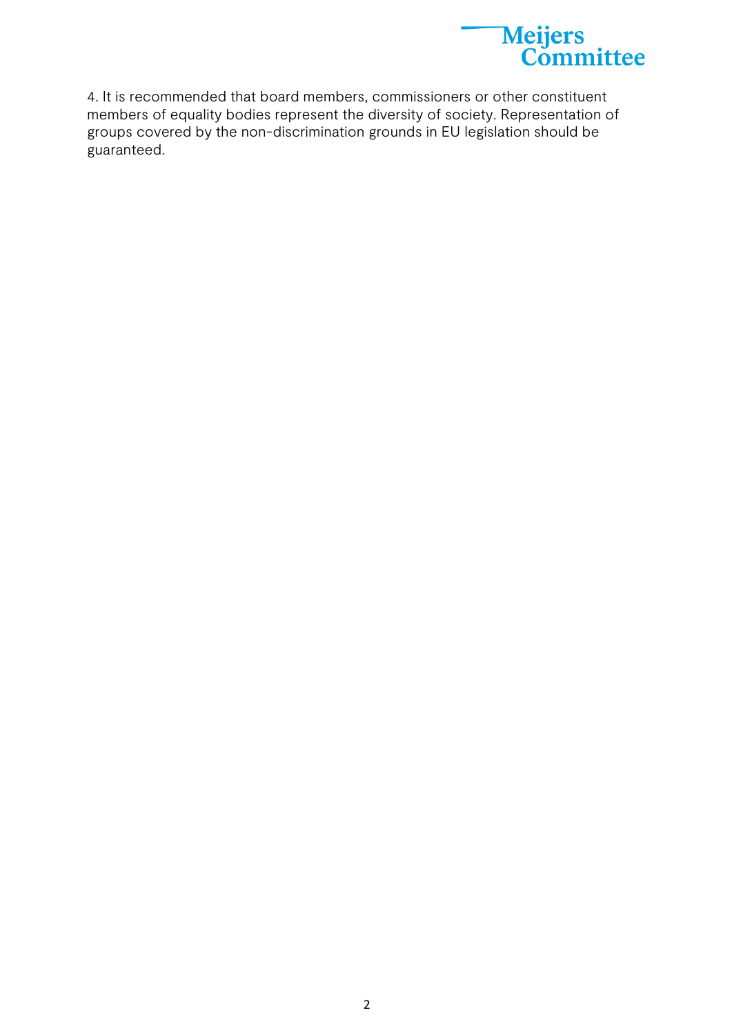4. It is recommended that board members, commissioners or other constituent members of equality bodies represent the diversity of society. Representation of groups covered by the non-discrimination grounds in EU legislation should be guaranteed.